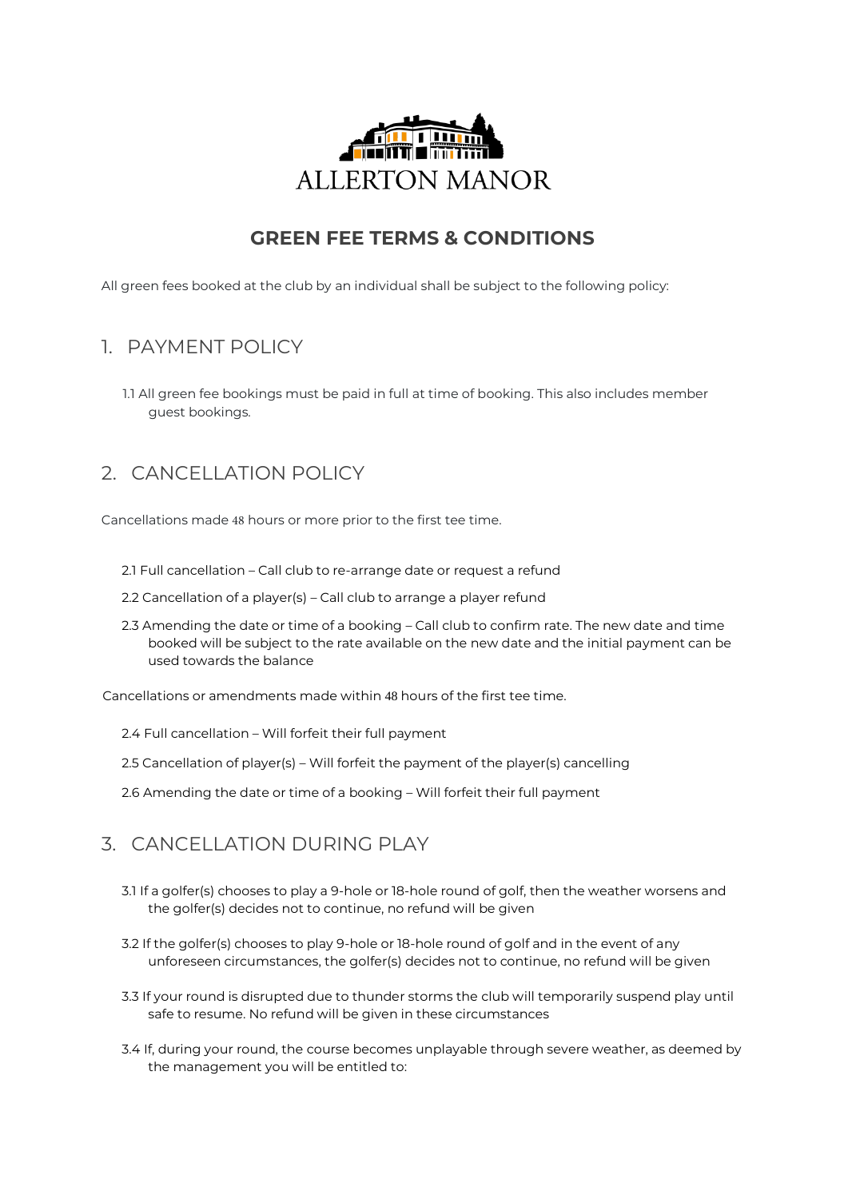ALLERTON MANOR

# GREEN FEE TERMS & CONDITIONS

All green fees booked at the club by an individual shall be subject to the following policy:

## 1. PAYMENT POLICY

1.1 All green fee bookings must be paid in full at time of booking. This also includes member guest bookings.

## 2. CANCELLATION POLICY

Cancellations made 48 hours or more prior to the first tee time.

2.1 Full cancellation – Call club to re-arrange date or request a refund

2.2 Cancellation of a player(s) – Call club to arrange a player refund

2.3 Amending the date or time of a booking – Call club to confirm rate. The new date and time booked will be subject to the rate available on the new date and the initial payment can be used towards the balance

Cancellations or amendments made within 48 hours of the first tee time.

2.4 Full cancellation – Will forfeit their full payment

2.5 Cancellation of player(s) – Will forfeit the payment of the player(s) cancelling

2.6 Amending the date or time of a booking – Will forfeit their full payment

## 3. CANCELLATION DURING PLAY

3.1 If a golfer(s) chooses to play a 9-hole or 18-hole round of golf, then the weather worsens and the golfer(s) decides not to continue, no refund will be given

3.2 If the golfer(s) chooses to play 9-hole or 18-hole round of golf and in the event of any unforeseen circumstances, the golfer(s) decides not to continue, no refund will be given

3.3 If your round is disrupted due to thunder storms the club will temporarily suspend play until safe to resume. No refund will be given in these circumstances

3.4 If, during your round, the course becomes unplayable through severe weather, as deemed by the management you will be entitled to: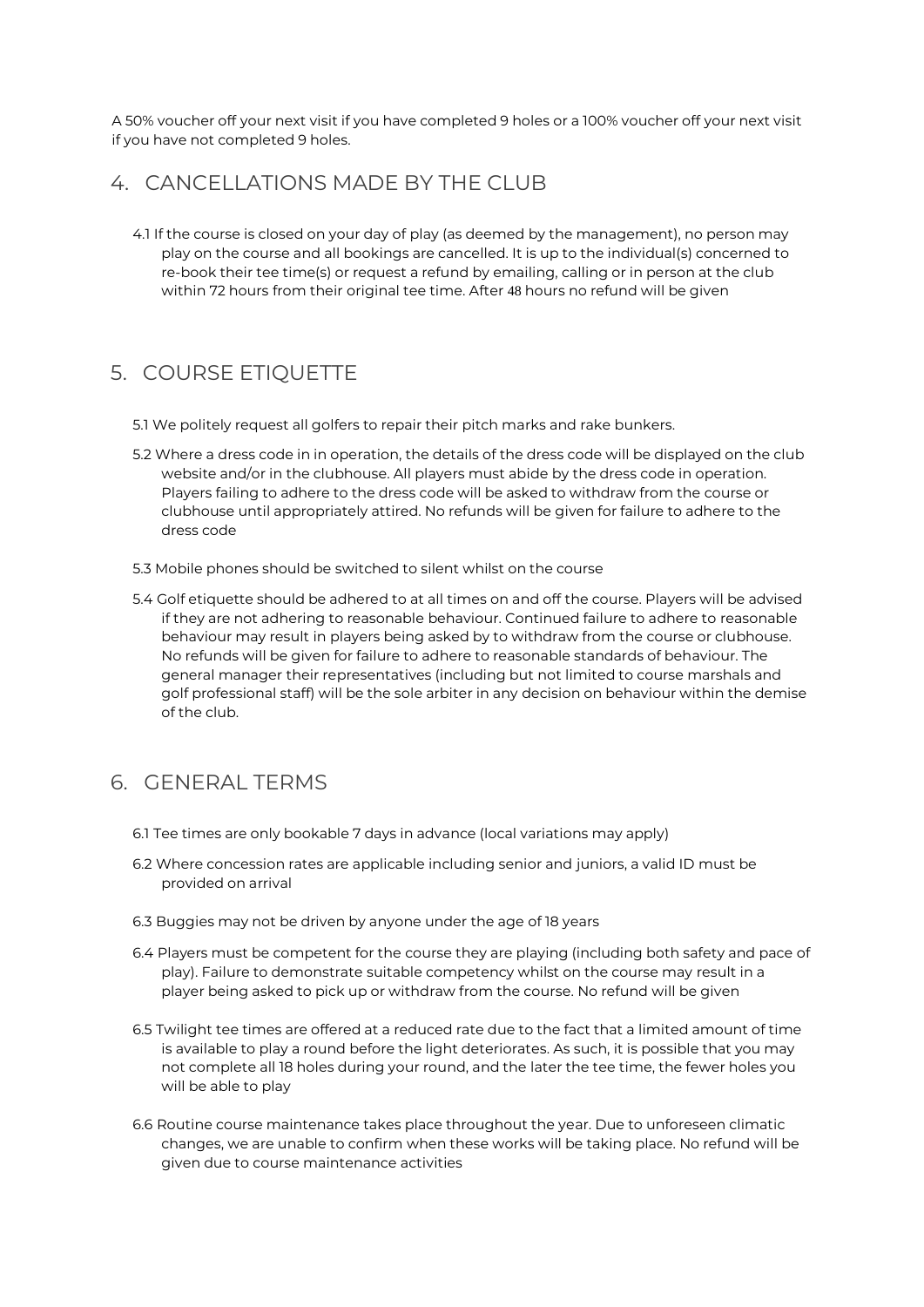A 50% voucher off your next visit if you have completed 9 holes or a 100% voucher off your next visit if you have not completed 9 holes.

## 4. CANCELLATIONS MADE BY THE CLUB

4.1 If the course is closed on your day of play (as deemed by the management), no person may play on the course and all bookings are cancelled. It is up to the individual(s) concerned to re-book their tee time(s) or request a refund by emailing, calling or in person at the club within 72 hours from their original tee time. After 48 hours no refund will be given

## 5. COURSE ETIQUETTE

5.1 We politely request all golfers to repair their pitch marks and rake bunkers.

5.2 Where a dress code in in operation, the details of the dress code will be displayed on the club website and/or in the clubhouse. All players must abide by the dress code in operation. Players failing to adhere to the dress code will be asked to withdraw from the course or clubhouse until appropriately attired. No refunds will be given for failure to adhere to the dress code

5.3 Mobile phones should be switched to silent whilst on the course

5.4 Golf etiquette should be adhered to at all times on and off the course. Players will be advised if they are not adhering to reasonable behaviour. Continued failure to adhere to reasonable behaviour may result in players being asked by to withdraw from the course or clubhouse. No refunds will be given for failure to adhere to reasonable standards of behaviour. The general manager their representatives (including but not limited to course marshals and golf professional staff) will be the sole arbiter in any decision on behaviour within the demise of the club.

## 6. GENERAL TERMS

6.1 Tee times are only bookable 7 days in advance (local variations may apply)

6.2 Where concession rates are applicable including senior and juniors, a valid ID must be provided on arrival

6.3 Buggies may not be driven by anyone under the age of 18 years

6.4 Players must be competent for the course they are playing (including both safety and pace of play). Failure to demonstrate suitable competency whilst on the course may result in a player being asked to pick up or withdraw from the course. No refund will be given

6.5 Twilight tee times are offered at a reduced rate due to the fact that a limited amount of time is available to play a round before the light deteriorates. As such, it is possible that you may not complete all 18 holes during your round, and the later the tee time, the fewer holes you will be able to play

6.6 Routine course maintenance takes place throughout the year. Due to unforeseen climatic changes, we are unable to confirm when these works will be taking place. No refund will be given due to course maintenance activities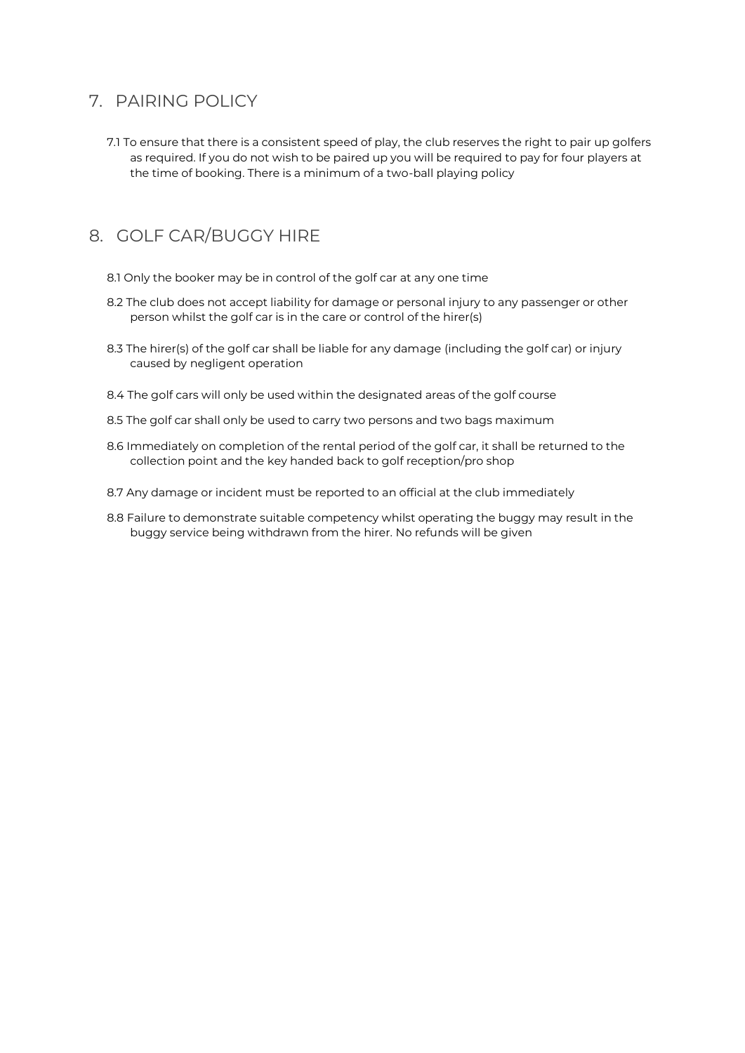## 7. PAIRING POLICY

7.1 To ensure that there is a consistent speed of play, the club reserves the right to pair up golfers as required. If you do not wish to be paired up you will be required to pay for four players at the time of booking. There is a minimum of a two-ball playing policy

## 8. GOLF CAR/BUGGY HIRE

8.1 Only the booker may be in control of the golf car at any one time

8.2 The club does not accept liability for damage or personal injury to any passenger or other person whilst the golf car is in the care or control of the hirer(s)

8.3 The hirer(s) of the golf car shall be liable for any damage (including the golf car) or injury caused by negligent operation

8.4 The golf cars will only be used within the designated areas of the golf course

8.5 The golf car shall only be used to carry two persons and two bags maximum

8.6 Immediately on completion of the rental period of the golf car, it shall be returned to the collection point and the key handed back to golf reception/pro shop

8.7 Any damage or incident must be reported to an official at the club immediately

8.8 Failure to demonstrate suitable competency whilst operating the buggy may result in the buggy service being withdrawn from the hirer. No refunds will be given